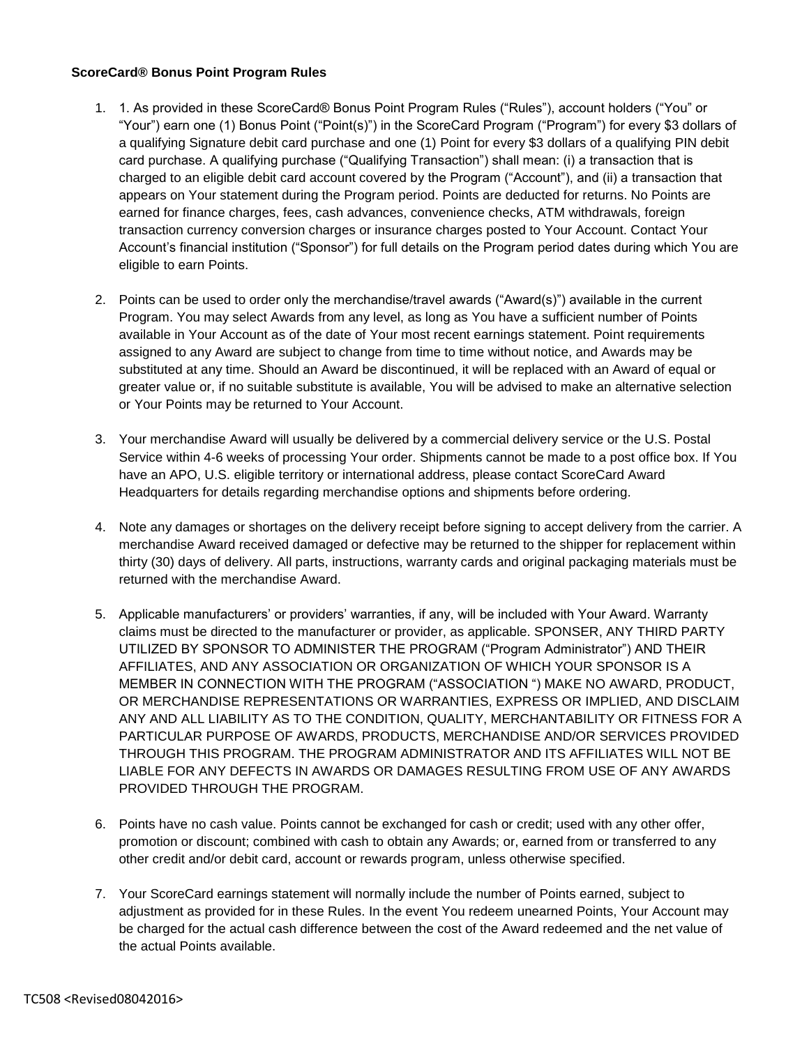**ScoreCard® Bonus Point Program Rules**

1. 1. As provided in these ScoreCard® Bonus Point Program Rules ("Rules"), account holders ("You" or "Your") earn one (1) Bonus Point ("Point(s)") in the ScoreCard Program ("Program") for every $3 dollars of a qualifying Signature debit card purchase and one (1) Point for every $3 dollars of a qualifying PIN debit card purchase. A qualifying purchase ("Qualifying Transaction") shall mean: (i) a transaction that is charged to an eligible debit card account covered by the Program ("Account"), and (ii) a transaction that appears on Your statement during the Program period. Points are deducted for returns. No Points are earned for finance charges, fees, cash advances, convenience checks, ATM withdrawals, foreign transaction currency conversion charges or insurance charges posted to Your Account. Contact Your Account's financial institution ("Sponsor") for full details on the Program period dates during which You are eligible to earn Points.

2. Points can be used to order only the merchandise/travel awards ("Award(s)") available in the current Program. You may select Awards from any level, as long as You have a sufficient number of Points available in Your Account as of the date of Your most recent earnings statement. Point requirements assigned to any Award are subject to change from time to time without notice, and Awards may be substituted at any time. Should an Award be discontinued, it will be replaced with an Award of equal or greater value or, if no suitable substitute is available, You will be advised to make an alternative selection or Your Points may be returned to Your Account.

3. Your merchandise Award will usually be delivered by a commercial delivery service or the U.S. Postal Service within 4-6 weeks of processing Your order. Shipments cannot be made to a post office box. If You have an APO, U.S. eligible territory or international address, please contact ScoreCard Award Headquarters for details regarding merchandise options and shipments before ordering.

4. Note any damages or shortages on the delivery receipt before signing to accept delivery from the carrier. A merchandise Award received damaged or defective may be returned to the shipper for replacement within thirty (30) days of delivery. All parts, instructions, warranty cards and original packaging materials must be returned with the merchandise Award.

5. Applicable manufacturers' or providers' warranties, if any, will be included with Your Award. Warranty claims must be directed to the manufacturer or provider, as applicable. SPONSER, ANY THIRD PARTY UTILIZED BY SPONSOR TO ADMINISTER THE PROGRAM ("Program Administrator") AND THEIR AFFILIATES, AND ANY ASSOCIATION OR ORGANIZATION OF WHICH YOUR SPONSOR IS A MEMBER IN CONNECTION WITH THE PROGRAM ("ASSOCIATION ") MAKE NO AWARD, PRODUCT, OR MERCHANDISE REPRESENTATIONS OR WARRANTIES, EXPRESS OR IMPLIED, AND DISCLAIM ANY AND ALL LIABILITY AS TO THE CONDITION, QUALITY, MERCHANTABILITY OR FITNESS FOR A PARTICULAR PURPOSE OF AWARDS, PRODUCTS, MERCHANDISE AND/OR SERVICES PROVIDED THROUGH THIS PROGRAM. THE PROGRAM ADMINISTRATOR AND ITS AFFILIATES WILL NOT BE LIABLE FOR ANY DEFECTS IN AWARDS OR DAMAGES RESULTING FROM USE OF ANY AWARDS PROVIDED THROUGH THE PROGRAM.

6. Points have no cash value. Points cannot be exchanged for cash or credit; used with any other offer, promotion or discount; combined with cash to obtain any Awards; or, earned from or transferred to any other credit and/or debit card, account or rewards program, unless otherwise specified.

7. Your ScoreCard earnings statement will normally include the number of Points earned, subject to adjustment as provided for in these Rules. In the event You redeem unearned Points, Your Account may be charged for the actual cash difference between the cost of the Award redeemed and the net value of the actual Points available.

TC508 <Revised08042016>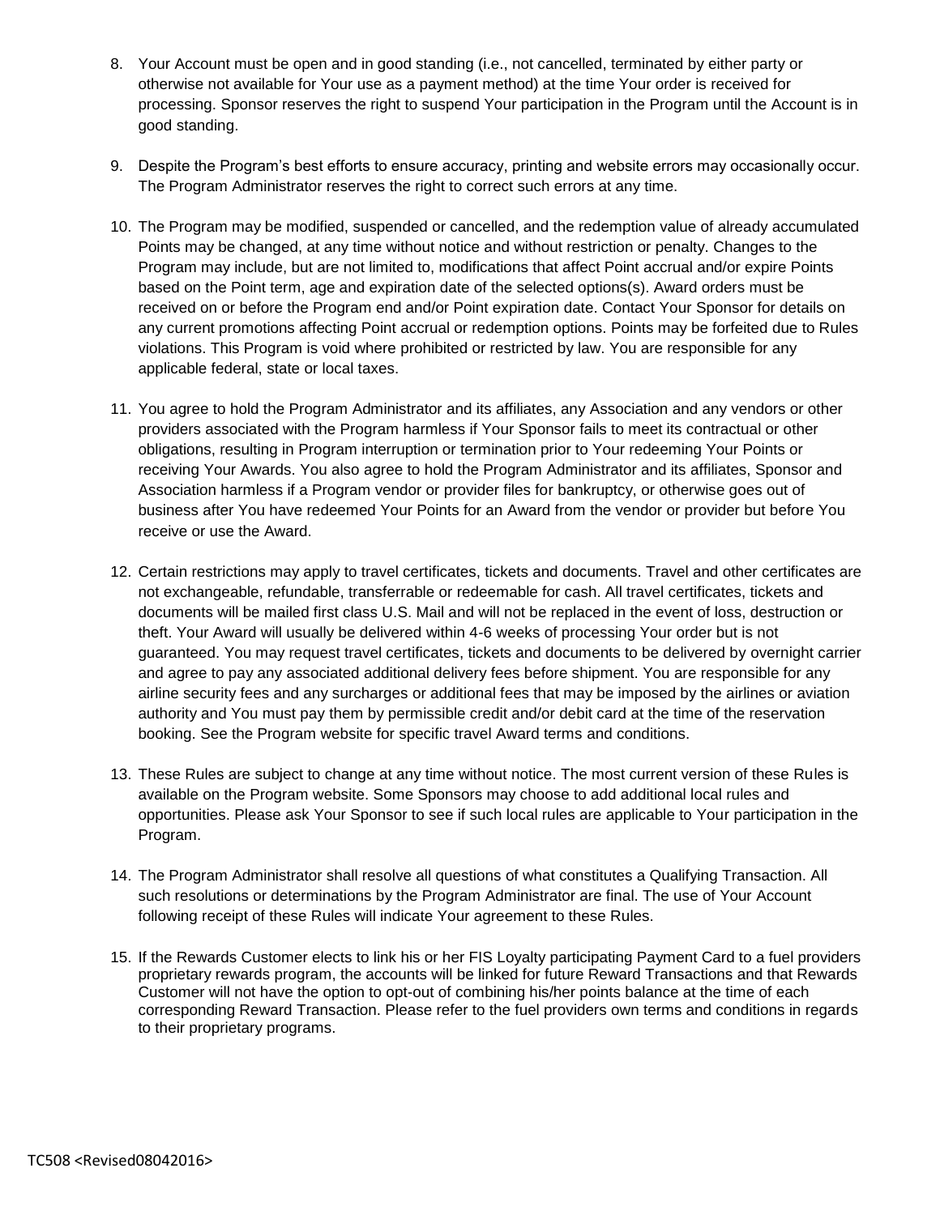8. Your Account must be open and in good standing (i.e., not cancelled, terminated by either party or otherwise not available for Your use as a payment method) at the time Your order is received for processing. Sponsor reserves the right to suspend Your participation in the Program until the Account is in good standing.

9. Despite the Program's best efforts to ensure accuracy, printing and website errors may occasionally occur. The Program Administrator reserves the right to correct such errors at any time.

10. The Program may be modified, suspended or cancelled, and the redemption value of already accumulated Points may be changed, at any time without notice and without restriction or penalty. Changes to the Program may include, but are not limited to, modifications that affect Point accrual and/or expire Points based on the Point term, age and expiration date of the selected options(s). Award orders must be received on or before the Program end and/or Point expiration date. Contact Your Sponsor for details on any current promotions affecting Point accrual or redemption options. Points may be forfeited due to Rules violations. This Program is void where prohibited or restricted by law. You are responsible for any applicable federal, state or local taxes.

11. You agree to hold the Program Administrator and its affiliates, any Association and any vendors or other providers associated with the Program harmless if Your Sponsor fails to meet its contractual or other obligations, resulting in Program interruption or termination prior to Your redeeming Your Points or receiving Your Awards. You also agree to hold the Program Administrator and its affiliates, Sponsor and Association harmless if a Program vendor or provider files for bankruptcy, or otherwise goes out of business after You have redeemed Your Points for an Award from the vendor or provider but before You receive or use the Award.

12. Certain restrictions may apply to travel certificates, tickets and documents. Travel and other certificates are not exchangeable, refundable, transferrable or redeemable for cash. All travel certificates, tickets and documents will be mailed first class U.S. Mail and will not be replaced in the event of loss, destruction or theft. Your Award will usually be delivered within 4-6 weeks of processing Your order but is not guaranteed. You may request travel certificates, tickets and documents to be delivered by overnight carrier and agree to pay any associated additional delivery fees before shipment. You are responsible for any airline security fees and any surcharges or additional fees that may be imposed by the airlines or aviation authority and You must pay them by permissible credit and/or debit card at the time of the reservation booking. See the Program website for specific travel Award terms and conditions.

13. These Rules are subject to change at any time without notice. The most current version of these Rules is available on the Program website. Some Sponsors may choose to add additional local rules and opportunities. Please ask Your Sponsor to see if such local rules are applicable to Your participation in the Program.

14. The Program Administrator shall resolve all questions of what constitutes a Qualifying Transaction. All such resolutions or determinations by the Program Administrator are final. The use of Your Account following receipt of these Rules will indicate Your agreement to these Rules.

15. If the Rewards Customer elects to link his or her FIS Loyalty participating Payment Card to a fuel providers proprietary rewards program, the accounts will be linked for future Reward Transactions and that Rewards Customer will not have the option to opt-out of combining his/her points balance at the time of each corresponding Reward Transaction. Please refer to the fuel providers own terms and conditions in regards to their proprietary programs.

TC508 <Revised08042016>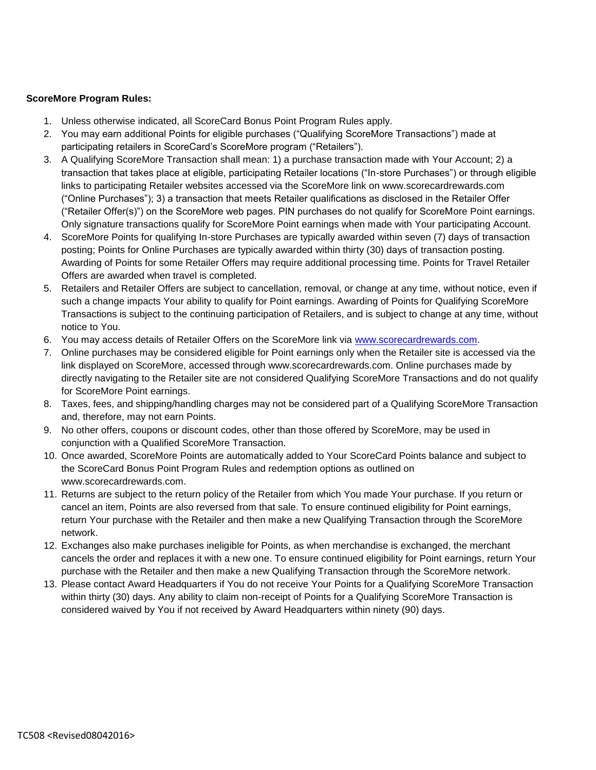**ScoreMore Program Rules:**

1. Unless otherwise indicated, all ScoreCard Bonus Point Program Rules apply.
2. You may earn additional Points for eligible purchases ("Qualifying ScoreMore Transactions") made at participating retailers in ScoreCard's ScoreMore program ("Retailers").
3. A Qualifying ScoreMore Transaction shall mean: 1) a purchase transaction made with Your Account; 2) a transaction that takes place at eligible, participating Retailer locations ("In-store Purchases") or through eligible links to participating Retailer websites accessed via the ScoreMore link on www.scorecardrewards.com ("Online Purchases"); 3) a transaction that meets Retailer qualifications as disclosed in the Retailer Offer ("Retailer Offer(s)") on the ScoreMore web pages. PIN purchases do not qualify for ScoreMore Point earnings. Only signature transactions qualify for ScoreMore Point earnings when made with Your participating Account.
4. ScoreMore Points for qualifying In-store Purchases are typically awarded within seven (7) days of transaction posting; Points for Online Purchases are typically awarded within thirty (30) days of transaction posting. Awarding of Points for some Retailer Offers may require additional processing time. Points for Travel Retailer Offers are awarded when travel is completed.
5. Retailers and Retailer Offers are subject to cancellation, removal, or change at any time, without notice, even if such a change impacts Your ability to qualify for Point earnings. Awarding of Points for Qualifying ScoreMore Transactions is subject to the continuing participation of Retailers, and is subject to change at any time, without notice to You.
6. You may access details of Retailer Offers on the ScoreMore link via [www.scorecardrewards.com](http://www.scorecardrewards.com).
7. Online purchases may be considered eligible for Point earnings only when the Retailer site is accessed via the link displayed on ScoreMore, accessed through www.scorecardrewards.com. Online purchases made by directly navigating to the Retailer site are not considered Qualifying ScoreMore Transactions and do not qualify for ScoreMore Point earnings.
8. Taxes, fees, and shipping/handling charges may not be considered part of a Qualifying ScoreMore Transaction and, therefore, may not earn Points.
9. No other offers, coupons or discount codes, other than those offered by ScoreMore, may be used in conjunction with a Qualified ScoreMore Transaction.
10. Once awarded, ScoreMore Points are automatically added to Your ScoreCard Points balance and subject to the ScoreCard Bonus Point Program Rules and redemption options as outlined on www.scorecardrewards.com.
11. Returns are subject to the return policy of the Retailer from which You made Your purchase. If you return or cancel an item, Points are also reversed from that sale. To ensure continued eligibility for Point earnings, return Your purchase with the Retailer and then make a new Qualifying Transaction through the ScoreMore network.
12. Exchanges also make purchases ineligible for Points, as when merchandise is exchanged, the merchant cancels the order and replaces it with a new one. To ensure continued eligibility for Point earnings, return Your purchase with the Retailer and then make a new Qualifying Transaction through the ScoreMore network.
13. Please contact Award Headquarters if You do not receive Your Points for a Qualifying ScoreMore Transaction within thirty (30) days. Any ability to claim non-receipt of Points for a Qualifying ScoreMore Transaction is considered waived by You if not received by Award Headquarters within ninety (90) days.

TC508 <Revised08042016>